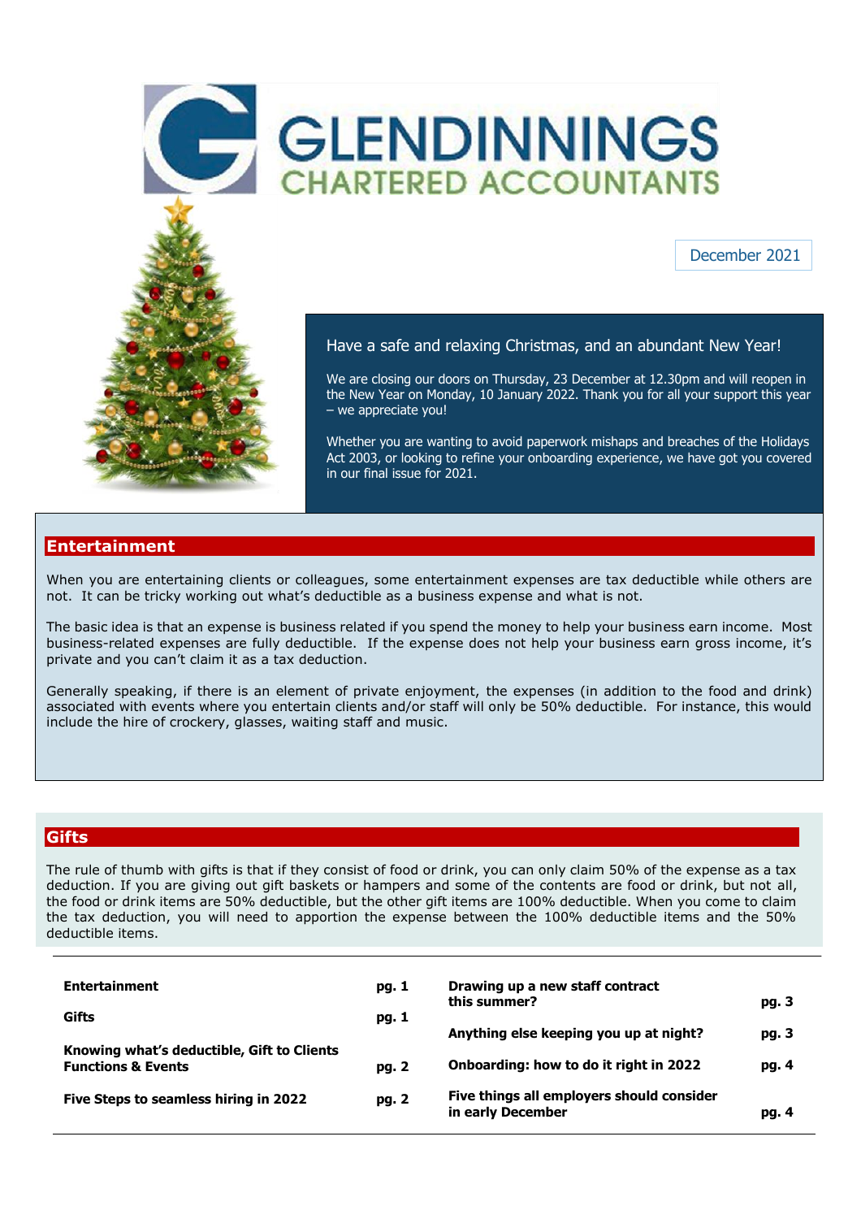# GLENDINNINGS CHARTERED ACCOUNTANTS

December 2021

## Have a safe and relaxing Christmas, and an abundant New Year!

We are closing our doors on Thursday, 23 December at 12.30pm and will reopen in the New Year on Monday, 10 January 2022. Thank you for all your support this year – we appreciate you!

Whether you are wanting to avoid paperwork mishaps and breaches of the Holidays Act 2003, or looking to refine your onboarding experience, we have got you covered in our final issue for 2021.

## Entertainment

When you are entertaining clients or colleagues, some entertainment expenses are tax deductible while others are not. It can be tricky working out what's deductible as a business expense and what is not.

The basic idea is that an expense is business related if you spend the money to help your business earn income. Most business-related expenses are fully deductible. If the expense does not help your business earn gross income, it's private and you can't claim it as a tax deduction.

Generally speaking, if there is an element of private enjoyment, the expenses (in addition to the food and drink) associated with events where you entertain clients and/or staff will only be 50% deductible. For instance, this would include the hire of crockery, glasses, waiting staff and music.

## Gifts

The rule of thumb with gifts is that if they consist of food or drink, you can only claim 50% of the expense as a tax deduction. If you are giving out gift baskets or hampers and some of the contents are food or drink, but not all, the food or drink items are 50% deductible, but the other gift items are 100% deductible. When you come to claim the tax deduction, you will need to apportion the expense between the 100% deductible items and the 50% deductible items.

| | | | |
|---|---|---|---|
| **Entertainment** | **pg. 1** | **Drawing up a new staff contract this summer?** | **pg. 3** |
| **Gifts** | **pg. 1** | **Anything else keeping you up at night?** | **pg. 3** |
| **Knowing what's deductible, Gift to Clients Functions & Events** | **pg. 2** | **Onboarding: how to do it right in 2022** | **pg. 4** |
| **Five Steps to seamless hiring in 2022** | **pg. 2** | **Five things all employers should consider in early December** | **pg. 4** |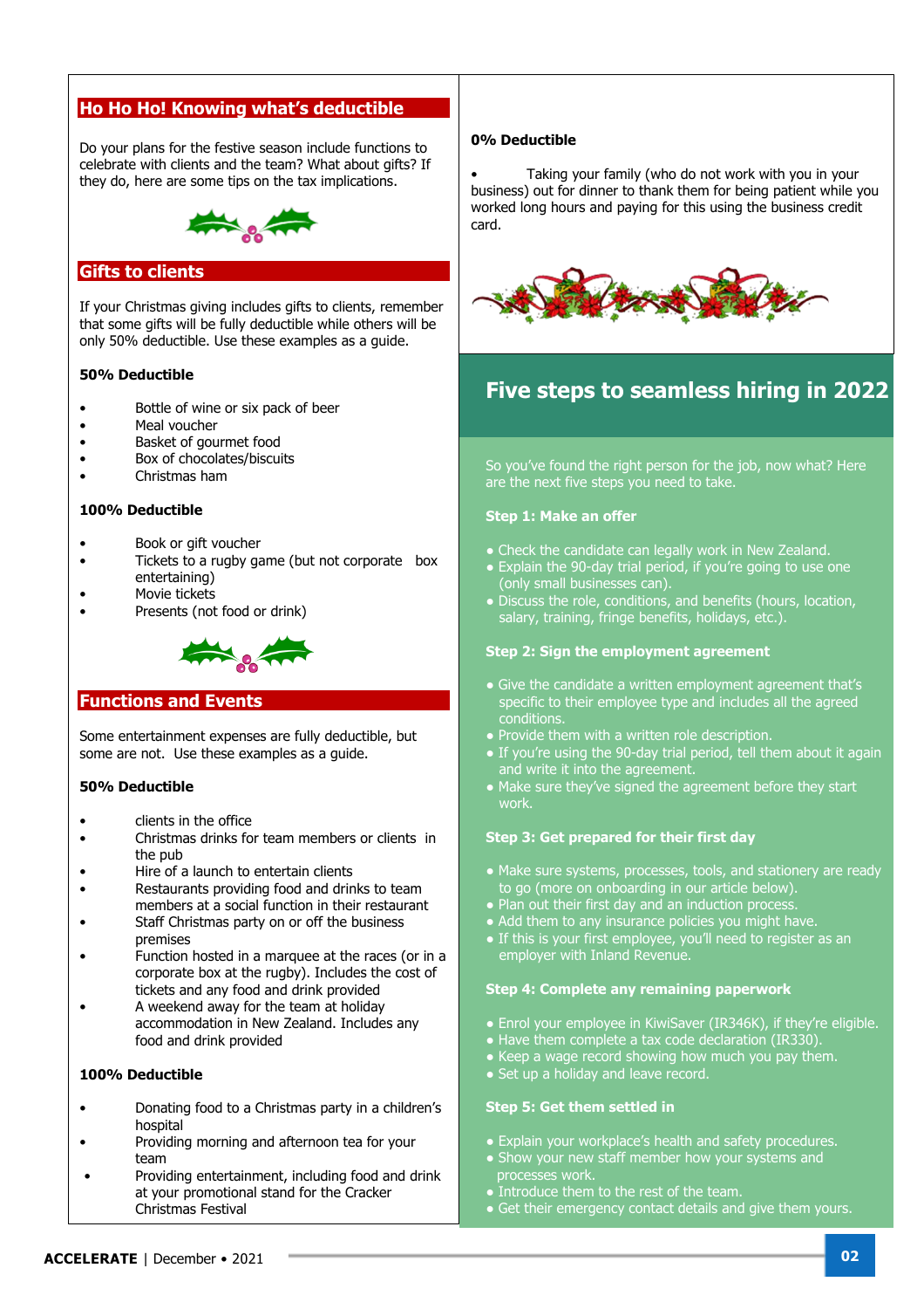## Ho Ho Ho! Knowing what's deductible

Do your plans for the festive season include functions to celebrate with clients and the team? What about gifts? If they do, here are some tips on the tax implications.

### Gifts to clients

If your Christmas giving includes gifts to clients, remember that some gifts will be fully deductible while others will be only 50% deductible. Use these examples as a guide.

**50% Deductible**

- Bottle of wine or six pack of beer
- Meal voucher
- Basket of gourmet food
- Box of chocolates/biscuits
- Christmas ham

**100% Deductible**

- Book or gift voucher
- Tickets to a rugby game (but not corporate box entertaining)
- Movie tickets
- Presents (not food or drink)

### Functions and Events

Some entertainment expenses are fully deductible, but some are not. Use these examples as a guide.

**50% Deductible**

- clients in the office
- Christmas drinks for team members or clients in the pub
- Hire of a launch to entertain clients
- Restaurants providing food and drinks to team members at a social function in their restaurant
- Staff Christmas party on or off the business premises
- Function hosted in a marquee at the races (or in a corporate box at the rugby). Includes the cost of tickets and any food and drink provided
- A weekend away for the team at holiday accommodation in New Zealand. Includes any food and drink provided

**100% Deductible**

- Donating food to a Christmas party in a children's hospital
- Providing morning and afternoon tea for your team
- Providing entertainment, including food and drink at your promotional stand for the Cracker Christmas Festival

**0% Deductible**

- Taking your family (who do not work with you in your business) out for dinner to thank them for being patient while you worked long hours and paying for this using the business credit card.

## Five steps to seamless hiring in 2022

So you've found the right person for the job, now what? Here are the next five steps you need to take.

**Step 1: Make an offer**

- Check the candidate can legally work in New Zealand.
- Explain the 90-day trial period, if you're going to use one (only small businesses can).
- Discuss the role, conditions, and benefits (hours, location, salary, training, fringe benefits, holidays, etc.).

**Step 2: Sign the employment agreement**

- Give the candidate a written employment agreement that's specific to their employee type and includes all the agreed conditions.
- Provide them with a written role description.
- If you're using the 90-day trial period, tell them about it again and write it into the agreement.
- Make sure they've signed the agreement before they start work.

**Step 3: Get prepared for their first day**

- Make sure systems, processes, tools, and stationery are ready to go (more on onboarding in our article below).
- Plan out their first day and an induction process.
- Add them to any insurance policies you might have.
- If this is your first employee, you'll need to register as an employer with Inland Revenue.

**Step 4: Complete any remaining paperwork**

- Enrol your employee in KiwiSaver (IR346K), if they're eligible.
- Have them complete a tax code declaration (IR330).
- Keep a wage record showing how much you pay them.
- Set up a holiday and leave record.

**Step 5: Get them settled in**

- Explain your workplace's health and safety procedures.
- Show your new staff member how your systems and processes work.
- Introduce them to the rest of the team.
- Get their emergency contact details and give them yours.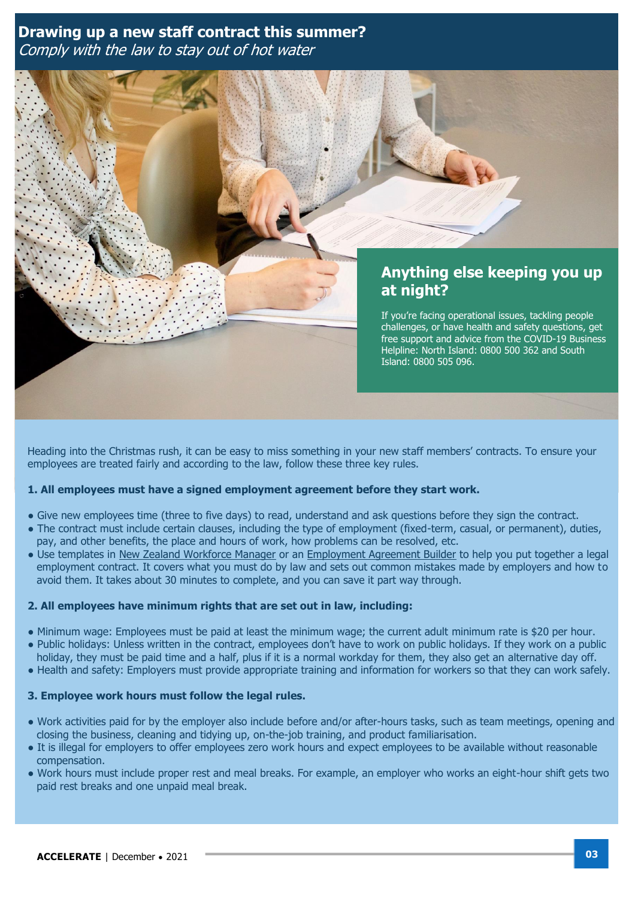## Drawing up a new staff contract this summer?

*Comply with the law to stay out of hot water*

### Anything else keeping you up at night?

If you're facing operational issues, tackling people challenges, or have health and safety questions, get free support and advice from the COVID-19 Business Helpline: North Island: 0800 500 362 and South Island: 0800 505 096.

Heading into the Christmas rush, it can be easy to miss something in your new staff members' contracts. To ensure your employees are treated fairly and according to the law, follow these three key rules.

**1. All employees must have a signed employment agreement before they start work.**

- Give new employees time (three to five days) to read, understand and ask questions before they sign the contract.
- The contract must include certain clauses, including the type of employment (fixed-term, casual, or permanent), duties, pay, and other benefits, the place and hours of work, how problems can be resolved, etc.
- Use templates in New Zealand Workforce Manager or an Employment Agreement Builder to help you put together a legal employment contract. It covers what you must do by law and sets out common mistakes made by employers and how to avoid them. It takes about 30 minutes to complete, and you can save it part way through.

**2. All employees have minimum rights that are set out in law, including:**

- Minimum wage: Employees must be paid at least the minimum wage; the current adult minimum rate is $20 per hour.
- Public holidays: Unless written in the contract, employees don't have to work on public holidays. If they work on a public holiday, they must be paid time and a half, plus if it is a normal workday for them, they also get an alternative day off.
- Health and safety: Employers must provide appropriate training and information for workers so that they can work safely.

**3. Employee work hours must follow the legal rules.**

- Work activities paid for by the employer also include before and/or after-hours tasks, such as team meetings, opening and closing the business, cleaning and tidying up, on-the-job training, and product familiarisation.
- It is illegal for employers to offer employees zero work hours and expect employees to be available without reasonable compensation.
- Work hours must include proper rest and meal breaks. For example, an employer who works an eight-hour shift gets two paid rest breaks and one unpaid meal break.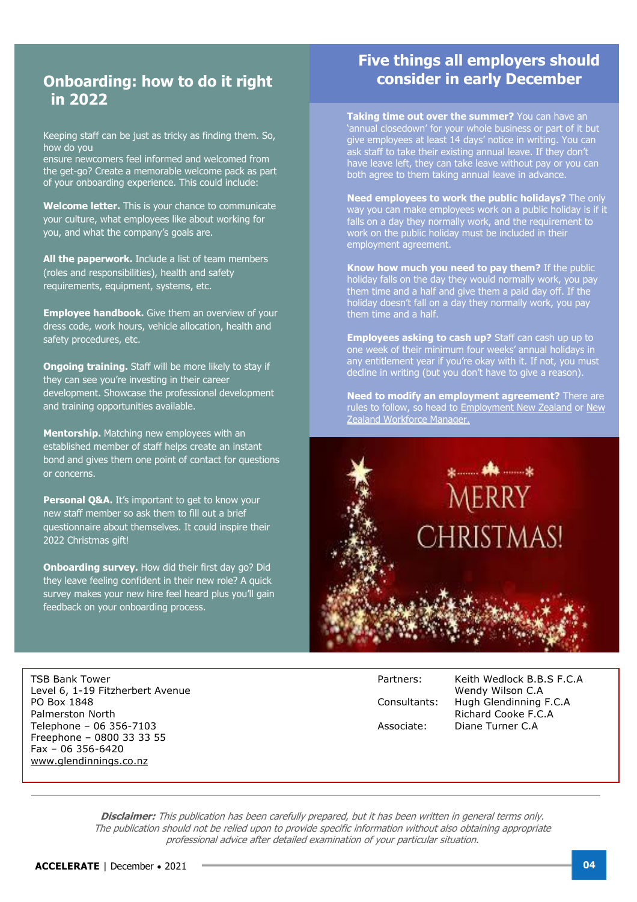## Onboarding: how to do it right in 2022

Keeping staff can be just as tricky as finding them. So, how do you ensure newcomers feel informed and welcomed from the get-go? Create a memorable welcome pack as part of your onboarding experience. This could include:

**Welcome letter.** This is your chance to communicate your culture, what employees like about working for you, and what the company's goals are.

**All the paperwork.** Include a list of team members (roles and responsibilities), health and safety requirements, equipment, systems, etc.

**Employee handbook.** Give them an overview of your dress code, work hours, vehicle allocation, health and safety procedures, etc.

**Ongoing training.** Staff will be more likely to stay if they can see you're investing in their career development. Showcase the professional development and training opportunities available.

**Mentorship.** Matching new employees with an established member of staff helps create an instant bond and gives them one point of contact for questions or concerns.

**Personal Q&A.** It's important to get to know your new staff member so ask them to fill out a brief questionnaire about themselves. It could inspire their 2022 Christmas gift!

**Onboarding survey.** How did their first day go? Did they leave feeling confident in their new role? A quick survey makes your new hire feel heard plus you'll gain feedback on your onboarding process.

## Five things all employers should consider in early December

**Taking time out over the summer?** You can have an 'annual closedown' for your whole business or part of it but give employees at least 14 days' notice in writing. You can ask staff to take their existing annual leave. If they don't have leave left, they can take leave without pay or you can both agree to them taking annual leave in advance.

**Need employees to work the public holidays?** The only way you can make employees work on a public holiday is if it falls on a day they normally work, and the requirement to work on the public holiday must be included in their employment agreement.

**Know how much you need to pay them?** If the public holiday falls on the day they would normally work, you pay them time and a half and give them a paid day off. If the holiday doesn't fall on a day they normally work, you pay them time and a half.

**Employees asking to cash up?** Staff can cash up up to one week of their minimum four weeks' annual holidays in any entitlement year if you're okay with it. If not, you must decline in writing (but you don't have to give a reason).

**Need to modify an employment agreement?** There are rules to follow, so head to Employment New Zealand or New Zealand Workforce Manager.

MERRY CHRISTMAS!

TSB Bank Tower
Level 6, 1-19 Fitzherbert Avenue
PO Box 1848
Palmerston North
Telephone – 06 356-7103
Freephone – 0800 33 33 55
Fax – 06 356-6420
www.glendinnings.co.nz

| | |
|---|---|
| Partners: | Keith Wedlock B.B.S F.C.A |
| | Wendy Wilson C.A |
| Consultants: | Hugh Glendinning F.C.A |
| | Richard Cooke F.C.A |
| Associate: | Diane Turner C.A |

***Disclaimer:*** *This publication has been carefully prepared, but it has been written in general terms only. The publication should not be relied upon to provide specific information without also obtaining appropriate professional advice after detailed examination of your particular situation.*